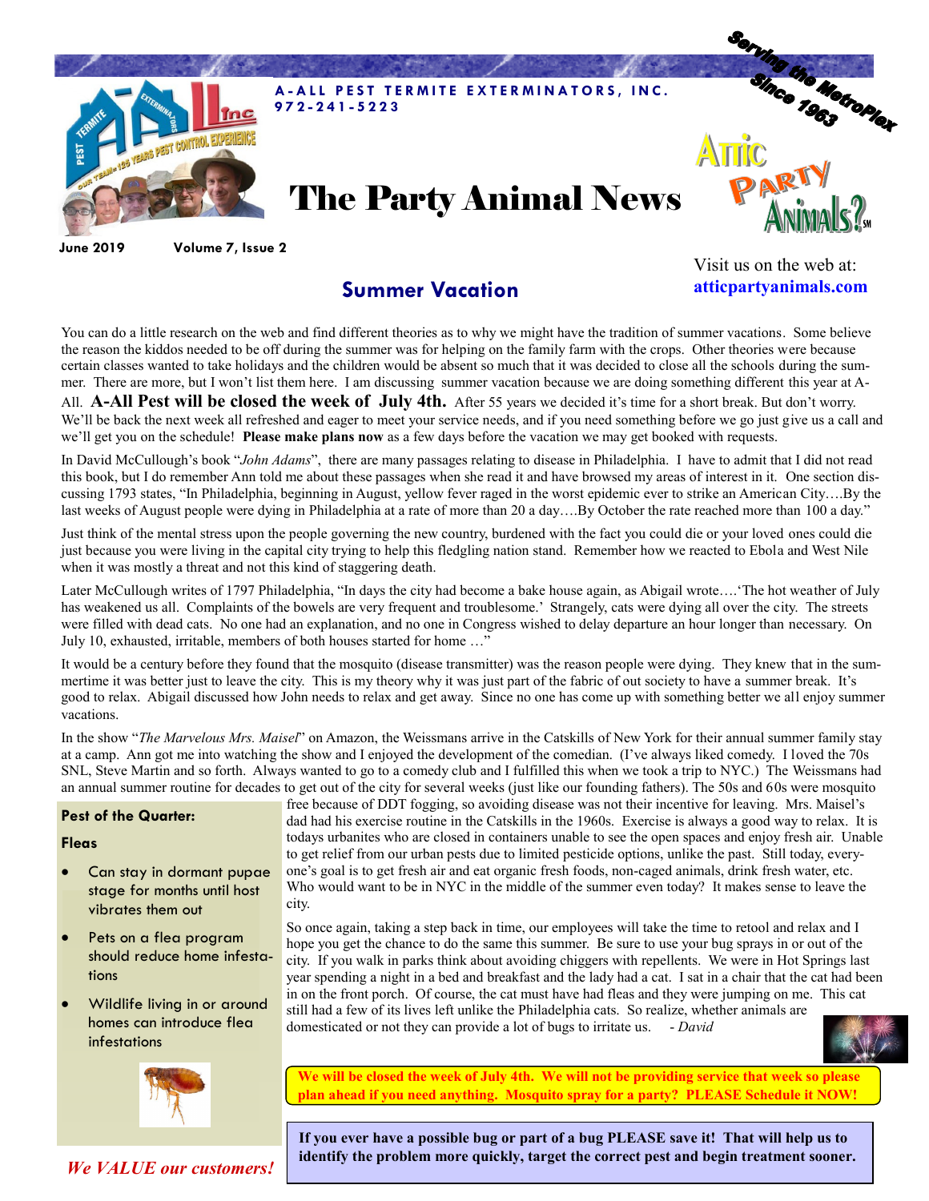A-ALL PEST TERMITE EXTERMINATORS, INC.
972-241-5223

Serving the MetroPlex Since 1963

# The Party Animal News

Attic Party Animals?

June 2019 Volume 7, Issue 2

Visit us on the web at:
**atticpartyanimals.com**

## Summer Vacation

You can do a little research on the web and find different theories as to why we might have the tradition of summer vacations. Some believe the reason the kiddos needed to be off during the summer was for helping on the family farm with the crops. Other theories were because certain classes wanted to take holidays and the children would be absent so much that it was decided to close all the schools during the summer. There are more, but I won't list them here. I am discussing summer vacation because we are doing something different this year at A-All. **A-All Pest will be closed the week of July 4th.** After 55 years we decided it's time for a short break. But don't worry. We'll be back the next week all refreshed and eager to meet your service needs, and if you need something before we go just give us a call and we'll get you on the schedule! **Please make plans now** as a few days before the vacation we may get booked with requests.

In David McCullough's book "*John Adams*", there are many passages relating to disease in Philadelphia. I have to admit that I did not read this book, but I do remember Ann told me about these passages when she read it and have browsed my areas of interest in it. One section discussing 1793 states, "In Philadelphia, beginning in August, yellow fever raged in the worst epidemic ever to strike an American City….By the last weeks of August people were dying in Philadelphia at a rate of more than 20 a day….By October the rate reached more than 100 a day."

Just think of the mental stress upon the people governing the new country, burdened with the fact you could die or your loved ones could die just because you were living in the capital city trying to help this fledgling nation stand. Remember how we reacted to Ebola and West Nile when it was mostly a threat and not this kind of staggering death.

Later McCullough writes of 1797 Philadelphia, "In days the city had become a bake house again, as Abigail wrote….'The hot weather of July has weakened us all. Complaints of the bowels are very frequent and troublesome.' Strangely, cats were dying all over the city. The streets were filled with dead cats. No one had an explanation, and no one in Congress wished to delay departure an hour longer than necessary. On July 10, exhausted, irritable, members of both houses started for home …"

It would be a century before they found that the mosquito (disease transmitter) was the reason people were dying. They knew that in the summertime it was better just to leave the city. This is my theory why it was just part of the fabric of out society to have a summer break. It's good to relax. Abigail discussed how John needs to relax and get away. Since no one has come up with something better we all enjoy summer vacations.

In the show "*The Marvelous Mrs. Maisel*" on Amazon, the Weissmans arrive in the Catskills of New York for their annual summer family stay at a camp. Ann got me into watching the show and I enjoyed the development of the comedian. (I've always liked comedy. I loved the 70s SNL, Steve Martin and so forth. Always wanted to go to a comedy club and I fulfilled this when we took a trip to NYC.) The Weissmans had an annual summer routine for decades to get out of the city for several weeks (just like our founding fathers). The 50s and 60s were mosquito free because of DDT fogging, so avoiding disease was not their incentive for leaving. Mrs. Maisel's dad had his exercise routine in the Catskills in the 1960s. Exercise is always a good way to relax. It is todays urbanites who are closed in containers unable to see the open spaces and enjoy fresh air. Unable to get relief from our urban pests due to limited pesticide options, unlike the past. Still today, everyone's goal is to get fresh air and eat organic fresh foods, non-caged animals, drink fresh water, etc. Who would want to be in NYC in the middle of the summer even today? It makes sense to leave the city.

So once again, taking a step back in time, our employees will take the time to retool and relax and I hope you get the chance to do the same this summer. Be sure to use your bug sprays in or out of the city. If you walk in parks think about avoiding chiggers with repellents. We were in Hot Springs last year spending a night in a bed and breakfast and the lady had a cat. I sat in a chair that the cat had been in on the front porch. Of course, the cat must have had fleas and they were jumping on me. This cat still had a few of its lives left unlike the Philadelphia cats. So realize, whether animals are domesticated or not they can provide a lot of bugs to irritate us. *- David*

**Pest of the Quarter:**

**Fleas**

- Can stay in dormant pupae stage for months until host vibrates them out
- Pets on a flea program should reduce home infestations
- Wildlife living in or around homes can introduce flea infestations

**We will be closed the week of July 4th. We will not be providing service that week so please plan ahead if you need anything. Mosquito spray for a party? PLEASE Schedule it NOW!**

**If you ever have a possible bug or part of a bug PLEASE save it! That will help us to identify the problem more quickly, target the correct pest and begin treatment sooner.**

***We VALUE our customers!***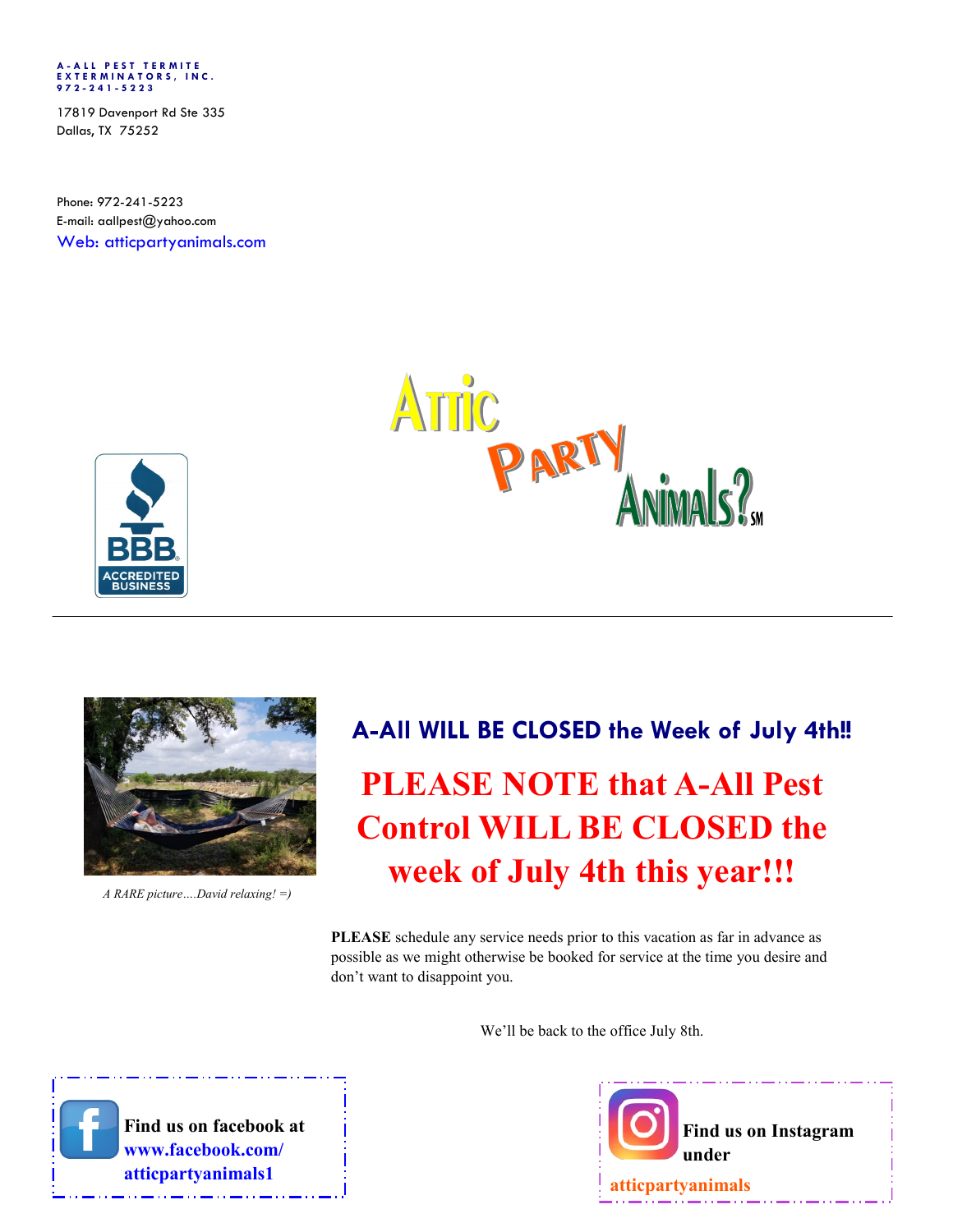A-ALL PEST TERMITE EXTERMINATORS, INC.
972-241-5223

17819 Davenport Rd Ste 335
Dallas, TX 75252

Phone: 972-241-5223
E-mail: aallpest@yahoo.com
Web: atticpartyanimals.com

Attic Party Animals?SM

---

*A RARE picture….David relaxing! =)*

## A-All WILL BE CLOSED the Week of July 4th!!

# PLEASE NOTE that A-All Pest Control WILL BE CLOSED the week of July 4th this year!!!

**PLEASE** schedule any service needs prior to this vacation as far in advance as possible as we might otherwise be booked for service at the time you desire and don't want to disappoint you.

We'll be back to the office July 8th.

**Find us on facebook at www.facebook.com/atticpartyanimals1**

**Find us on Instagram under atticpartyanimals**